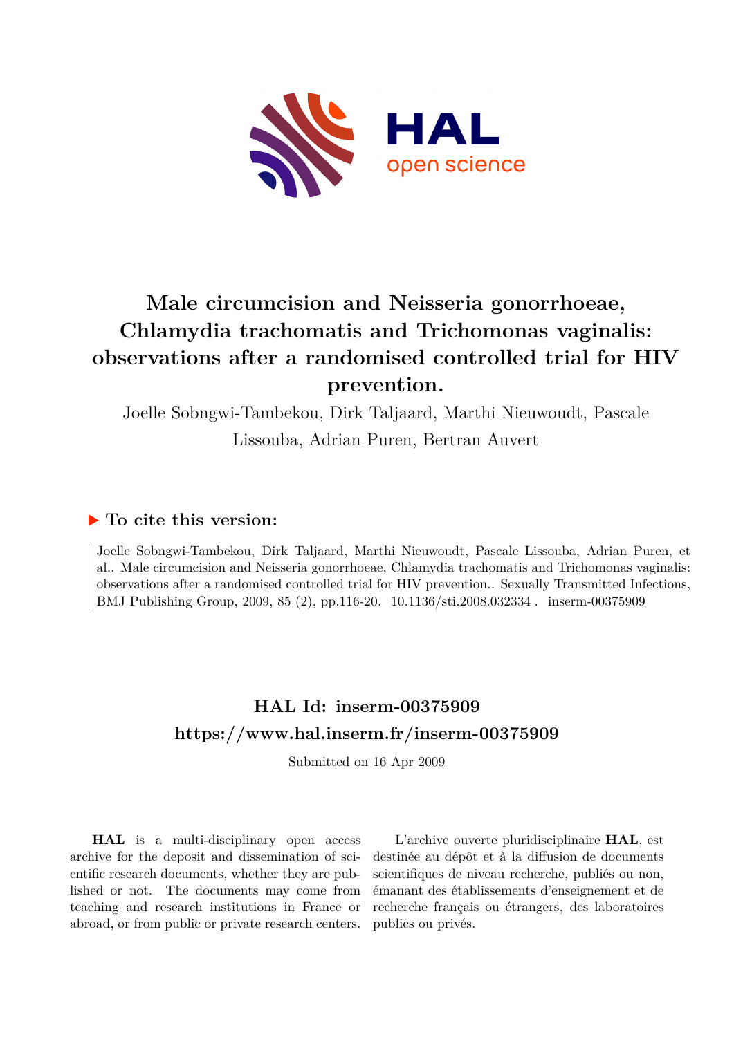# Male circumcision and Neisseria gonorrhoeae, Chlamydia trachomatis and Trichomonas vaginalis: observations after a randomised controlled trial for HIV prevention.

Joelle Sobngwi-Tambekou, Dirk Taljaard, Marthi Nieuwoudt, Pascale Lissouba, Adrian Puren, Bertran Auvert

## ▶ To cite this version:

Joelle Sobngwi-Tambekou, Dirk Taljaard, Marthi Nieuwoudt, Pascale Lissouba, Adrian Puren, et al.. Male circumcision and Neisseria gonorrhoeae, Chlamydia trachomatis and Trichomonas vaginalis: observations after a randomised controlled trial for HIV prevention.. Sexually Transmitted Infections, BMJ Publishing Group, 2009, 85 (2), pp.116-20. 10.1136/sti.2008.032334 . inserm-00375909

## HAL Id: inserm-00375909
## https://www.hal.inserm.fr/inserm-00375909

Submitted on 16 Apr 2009

**HAL** is a multi-disciplinary open access archive for the deposit and dissemination of scientific research documents, whether they are published or not. The documents may come from teaching and research institutions in France or abroad, or from public or private research centers.

L'archive ouverte pluridisciplinaire **HAL**, est destinée au dépôt et à la diffusion de documents scientifiques de niveau recherche, publiés ou non, émanant des établissements d'enseignement et de recherche français ou étrangers, des laboratoires publics ou privés.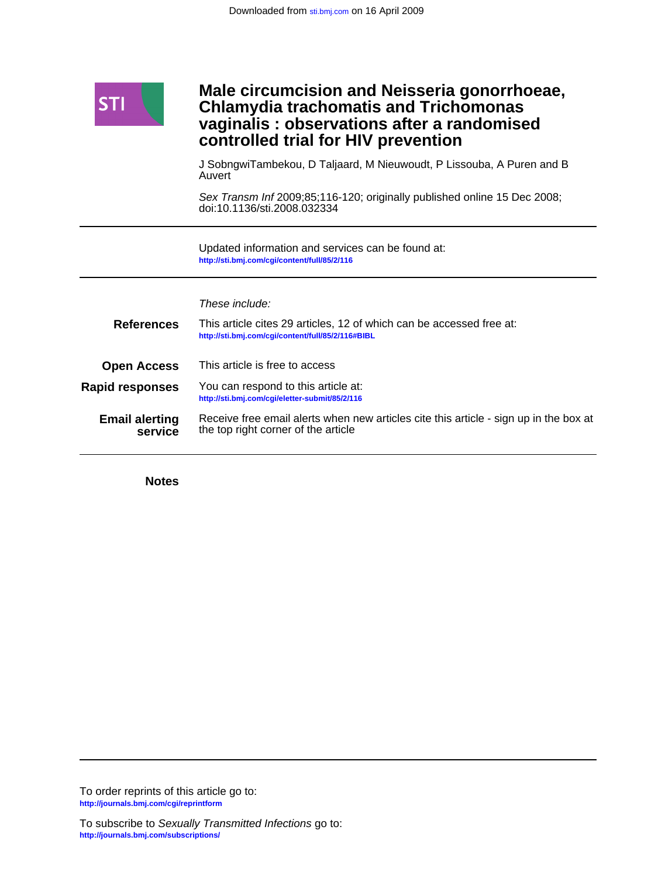# Male circumcision and Neisseria gonorrhoeae, Chlamydia trachomatis and Trichomonas vaginalis : observations after a randomised controlled trial for HIV prevention

J SobngwiTambekou, D Taljaard, M Nieuwoudt, P Lissouba, A Puren and B Auvert

*Sex Transm Inf* 2009;85;116-120; originally published online 15 Dec 2008;
doi:10.1136/sti.2008.032334

---

Updated information and services can be found at:
http://sti.bmj.com/cgi/content/full/85/2/116

---

*These include:*

**References** This article cites 29 articles, 12 of which can be accessed free at:
http://sti.bmj.com/cgi/content/full/85/2/116#BIBL

**Open Access** This article is free to access

**Rapid responses** You can respond to this article at:
http://sti.bmj.com/cgi/eletter-submit/85/2/116

**Email alerting service** Receive free email alerts when new articles cite this article - sign up in the box at the top right corner of the article

---

**Notes**

---

To order reprints of this article go to:
http://journals.bmj.com/cgi/reprintform

To subscribe to *Sexually Transmitted Infections* go to:
http://journals.bmj.com/subscriptions/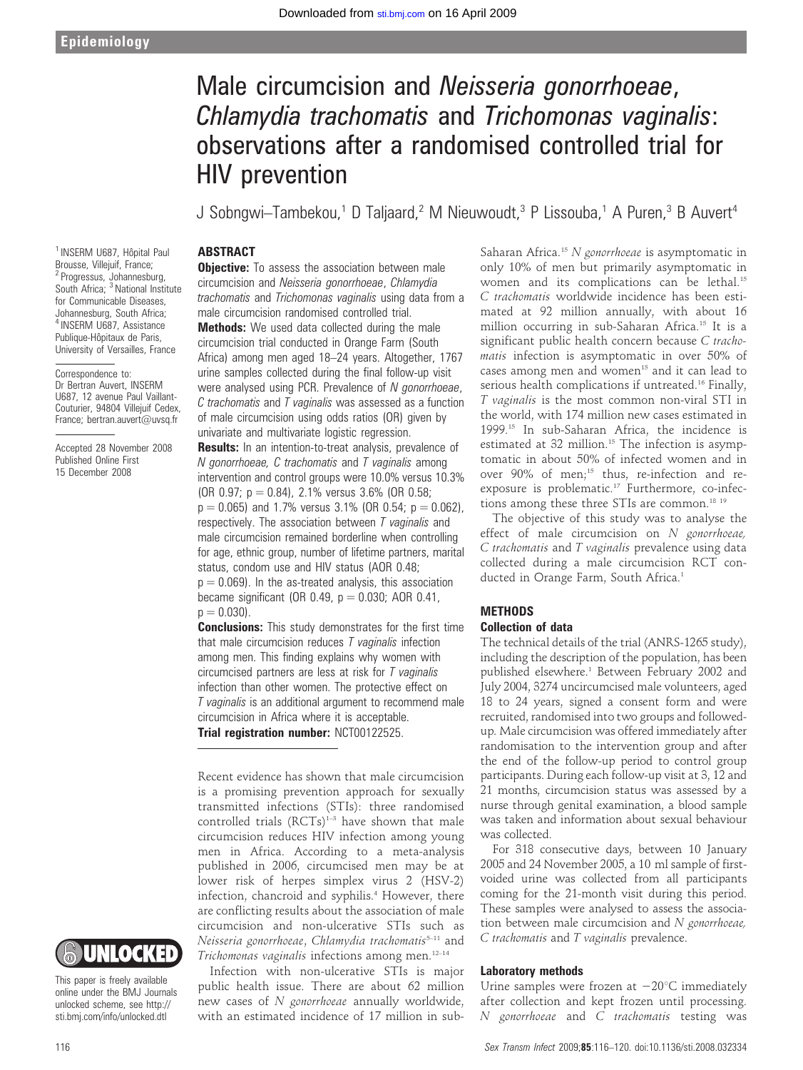# Male circumcision and *Neisseria gonorrhoeae*, *Chlamydia trachomatis* and *Trichomonas vaginalis*: observations after a randomised controlled trial for HIV prevention

J Sobngwi–Tambekou,[1] D Taljaard,[2] M Nieuwoudt,[3] P Lissouba,[1] A Puren,[3] B Auvert[4]

[1] INSERM U687, Hôpital Paul Brousse, Villejuif, France; [2] Progressus, Johannesburg, South Africa; [3] National Institute for Communicable Diseases, Johannesburg, South Africa; [4] INSERM U687, Assistance Publique-Hôpitaux de Paris, University of Versailles, France

Correspondence to: Dr Bertran Auvert, INSERM U687, 12 avenue Paul Vaillant-Couturier, 94804 Villejuif Cedex, France; bertran.auvert@uvsq.fr

Accepted 28 November 2008
Published Online First 15 December 2008

## ABSTRACT

**Objective:** To assess the association between male circumcision and *Neisseria gonorrhoeae*, *Chlamydia trachomatis* and *Trichomonas vaginalis* using data from a male circumcision randomised controlled trial.

**Methods:** We used data collected during the male circumcision trial conducted in Orange Farm (South Africa) among men aged 18–24 years. Altogether, 1767 urine samples collected during the final follow-up visit were analysed using PCR. Prevalence of *N gonorrhoeae*, *C trachomatis* and *T vaginalis* was assessed as a function of male circumcision using odds ratios (OR) given by univariate and multivariate logistic regression.

**Results:** In an intention-to-treat analysis, prevalence of *N gonorrhoeae, C trachomatis* and *T vaginalis* among intervention and control groups were 10.0% versus 10.3% (OR 0.97; $p = 0.84$), 2.1% versus 3.6% (OR 0.58; $p = 0.065$) and 1.7% versus 3.1% (OR 0.54; $p = 0.062$), respectively. The association between *T vaginalis* and male circumcision remained borderline when controlling for age, ethnic group, number of lifetime partners, marital status, condom use and HIV status (AOR 0.48; $p = 0.069$). In the as-treated analysis, this association became significant (OR 0.49, $p = 0.030$; AOR 0.41, $p = 0.030$).

**Conclusions:** This study demonstrates for the first time that male circumcision reduces *T vaginalis* infection among men. This finding explains why women with circumcised partners are less at risk for *T vaginalis* infection than other women. The protective effect on *T vaginalis* is an additional argument to recommend male circumcision in Africa where it is acceptable.

**Trial registration number:** NCT00122525.

This paper is freely available online under the BMJ Journals unlocked scheme, see http://sti.bmj.com/info/unlocked.dtl

Recent evidence has shown that male circumcision is a promising prevention approach for sexually transmitted infections (STIs): three randomised controlled trials (RCTs)[1–3] have shown that male circumcision reduces HIV infection among young men in Africa. According to a meta-analysis published in 2006, circumcised men may be at lower risk of herpes simplex virus 2 (HSV-2) infection, chancroid and syphilis.[4] However, there are conflicting results about the association of male circumcision and non-ulcerative STIs such as *Neisseria gonorrhoeae*, *Chlamydia trachomatis*[5–11] and *Trichomonas vaginalis* infections among men.[12–14]

Infection with non-ulcerative STIs is major public health issue. There are about 62 million new cases of *N gonorrhoeae* annually worldwide, with an estimated incidence of 17 million in sub-Saharan Africa.[15] *N gonorrhoeae* is asymptomatic in only 10% of men but primarily asymptomatic in women and its complications can be lethal.[15] *C trachomatis* worldwide incidence has been estimated at 92 million annually, with about 16 million occurring in sub-Saharan Africa.[15] It is a significant public health concern because *C trachomatis* infection is asymptomatic in over 50% of cases among men and women[15] and it can lead to serious health complications if untreated.[16] Finally, *T vaginalis* is the most common non-viral STI in the world, with 174 million new cases estimated in 1999.[15] In sub-Saharan Africa, the incidence is estimated at 32 million.[15] The infection is asymptomatic in about 50% of infected women and in over 90% of men;[15] thus, re-infection and re-exposure is problematic.[17] Furthermore, co-infections among these three STIs are common.[18 19]

The objective of this study was to analyse the effect of male circumcision on *N gonorrhoeae, C trachomatis* and *T vaginalis* prevalence using data collected during a male circumcision RCT conducted in Orange Farm, South Africa.[1]

## METHODS

### Collection of data

The technical details of the trial (ANRS-1265 study), including the description of the population, has been published elsewhere.[1] Between February 2002 and July 2004, 3274 uncircumcised male volunteers, aged 18 to 24 years, signed a consent form and were recruited, randomised into two groups and followed-up. Male circumcision was offered immediately after randomisation to the intervention group and after the end of the follow-up period to control group participants. During each follow-up visit at 3, 12 and 21 months, circumcision status was assessed by a nurse through genital examination, a blood sample was taken and information about sexual behaviour was collected.

For 318 consecutive days, between 10 January 2005 and 24 November 2005, a 10 ml sample of first-voided urine was collected from all participants coming for the 21-month visit during this period. These samples were analysed to assess the association between male circumcision and *N gonorrhoeae, C trachomatis* and *T vaginalis* prevalence.

### Laboratory methods

Urine samples were frozen at −20°C immediately after collection and kept frozen until processing. *N gonorrhoeae* and *C trachomatis* testing was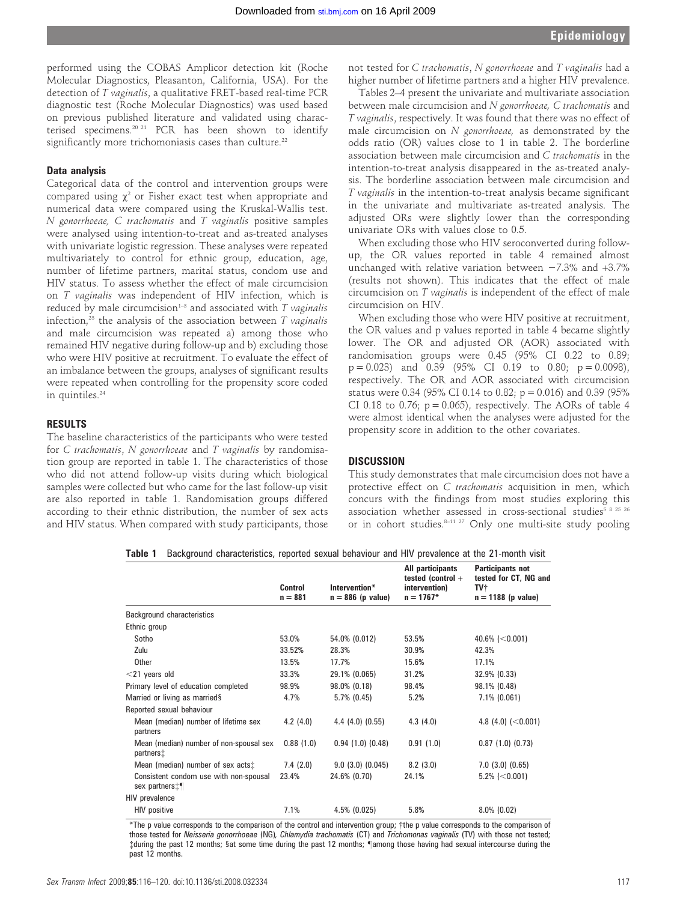performed using the COBAS Amplicor detection kit (Roche Molecular Diagnostics, Pleasanton, California, USA). For the detection of *T vaginalis*, a qualitative FRET-based real-time PCR diagnostic test (Roche Molecular Diagnostics) was used based on previous published literature and validated using characterised specimens.[20 21] PCR has been shown to identify significantly more trichomoniasis cases than culture.[22]

### Data analysis

Categorical data of the control and intervention groups were compared using $\chi^2$ or Fisher exact test when appropriate and numerical data were compared using the Kruskal-Wallis test. *N gonorrhoeae, C trachomatis* and *T vaginalis* positive samples were analysed using intention-to-treat and as-treated analyses with univariate logistic regression. These analyses were repeated multivariately to control for ethnic group, education, age, number of lifetime partners, marital status, condom use and HIV status. To assess whether the effect of male circumcision on *T vaginalis* was independent of HIV infection, which is reduced by male circumcision[1–3] and associated with *T vaginalis* infection,[23] the analysis of the association between *T vaginalis* and male circumcision was repeated a) among those who remained HIV negative during follow-up and b) excluding those who were HIV positive at recruitment. To evaluate the effect of an imbalance between the groups, analyses of significant results were repeated when controlling for the propensity score coded in quintiles.[24]

## RESULTS

The baseline characteristics of the participants who were tested for *C trachomatis*, *N gonorrhoeae* and *T vaginalis* by randomisation group are reported in table 1. The characteristics of those who did not attend follow-up visits during which biological samples were collected but who came for the last follow-up visit are also reported in table 1. Randomisation groups differed according to their ethnic distribution, the number of sex acts and HIV status. When compared with study participants, those not tested for *C trachomatis*, *N gonorrhoeae* and *T vaginalis* had a higher number of lifetime partners and a higher HIV prevalence.

Tables 2–4 present the univariate and multivariate association between male circumcision and *N gonorrhoeae, C trachomatis* and *T vaginalis*, respectively. It was found that there was no effect of male circumcision on *N gonorrhoeae,* as demonstrated by the odds ratio (OR) values close to 1 in table 2. The borderline association between male circumcision and *C trachomatis* in the intention-to-treat analysis disappeared in the as-treated analysis. The borderline association between male circumcision and *T vaginalis* in the intention-to-treat analysis became significant in the univariate and multivariate as-treated analysis. The adjusted ORs were slightly lower than the corresponding univariate ORs with values close to 0.5.

When excluding those who HIV seroconverted during follow-up, the OR values reported in table 4 remained almost unchanged with relative variation between −7.3% and +3.7% (results not shown). This indicates that the effect of male circumcision on *T vaginalis* is independent of the effect of male circumcision on HIV.

When excluding those who were HIV positive at recruitment, the OR values and p values reported in table 4 became slightly lower. The OR and adjusted OR (AOR) associated with randomisation groups were 0.45 (95% CI 0.22 to 0.89; p = 0.023) and 0.39 (95% CI 0.19 to 0.80; p = 0.0098), respectively. The OR and AOR associated with circumcision status were 0.34 (95% CI 0.14 to 0.82; p = 0.016) and 0.39 (95% CI 0.18 to 0.76; p = 0.065), respectively. The AORs of table 4 were almost identical when the analyses were adjusted for the propensity score in addition to the other covariates.

## DISCUSSION

This study demonstrates that male circumcision does not have a protective effect on *C trachomatis* acquisition in men, which concurs with the findings from most studies exploring this association whether assessed in cross-sectional studies[5 8 25 26] or in cohort studies.[8–11 27] Only one multi-site study pooling

**Table 1** Background characteristics, reported sexual behaviour and HIV prevalence at the 21-month visit

| | Control n = 881 | Intervention* n = 886 (p value) | All participants tested (control + intervention) n = 1767* | Participants not tested for CT, NG and TV† n = 1188 (p value) |
|---|---|---|---|---|
| Background characteristics | | | | |
| Ethnic group | | | | |
| Sotho | 53.0% | 54.0% (0.012) | 53.5% | 40.6% (<0.001) |
| Zulu | 33.52% | 28.3% | 30.9% | 42.3% |
| Other | 13.5% | 17.7% | 15.6% | 17.1% |
| <21 years old | 33.3% | 29.1% (0.065) | 31.2% | 32.9% (0.33) |
| Primary level of education completed | 98.9% | 98.0% (0.18) | 98.4% | 98.1% (0.48) |
| Married or living as married§ | 4.7% | 5.7% (0.45) | 5.2% | 7.1% (0.061) |
| Reported sexual behaviour | | | | |
| Mean (median) number of lifetime sex partners | 4.2 (4.0) | 4.4 (4.0) (0.55) | 4.3 (4.0) | 4.8 (4.0) (<0.001) |
| Mean (median) number of non-spousal sex partners‡ | 0.88 (1.0) | 0.94 (1.0) (0.48) | 0.91 (1.0) | 0.87 (1.0) (0.73) |
| Mean (median) number of sex acts‡ | 7.4 (2.0) | 9.0 (3.0) (0.045) | 8.2 (3.0) | 7.0 (3.0) (0.65) |
| Consistent condom use with non-spousal sex partners‡¶ | 23.4% | 24.6% (0.70) | 24.1% | 5.2% (<0.001) |
| HIV prevalence | | | | |
| HIV positive | 7.1% | 4.5% (0.025) | 5.8% | 8.0% (0.02) |

*The p value corresponds to the comparison of the control and intervention group; †the p value corresponds to the comparison of those tested for *Neisseria gonorrhoeae* (NG), *Chlamydia trachomatis* (CT) and *Trichomonas vaginalis* (TV) with those not tested; ‡during the past 12 months; §at some time during the past 12 months; ¶among those having had sexual intercourse during the past 12 months.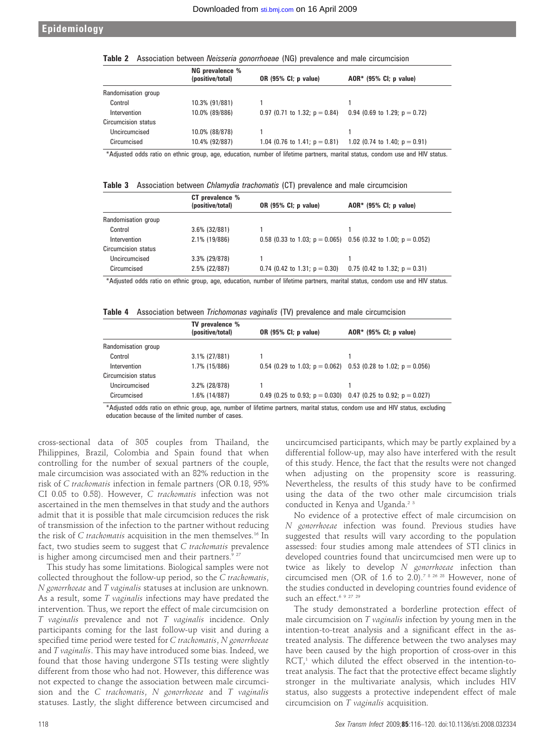**Table 2** Association between *Neisseria gonorrhoeae* (NG) prevalence and male circumcision

| | NG prevalence % (positive/total) | OR (95% CI; p value) | AOR* (95% CI; p value) |
|---|---|---|---|
| Randomisation group | | | |
| Control | 10.3% (91/881) | 1 | 1 |
| Intervention | 10.0% (89/886) | 0.97 (0.71 to 1.32; p = 0.84) | 0.94 (0.69 to 1.29; p = 0.72) |
| Circumcision status | | | |
| Uncircumcised | 10.0% (88/878) | 1 | 1 |
| Circumcised | 10.4% (92/887) | 1.04 (0.76 to 1.41; p = 0.81) | 1.02 (0.74 to 1.40; p = 0.91) |

*Adjusted odds ratio on ethnic group, age, education, number of lifetime partners, marital status, condom use and HIV status.

**Table 3** Association between *Chlamydia trachomatis* (CT) prevalence and male circumcision

| | CT prevalence % (positive/total) | OR (95% CI; p value) | AOR* (95% CI; p value) |
|---|---|---|---|
| Randomisation group | | | |
| Control | 3.6% (32/881) | 1 | 1 |
| Intervention | 2.1% (19/886) | 0.58 (0.33 to 1.03; p = 0.065) | 0.56 (0.32 to 1.00; p = 0.052) |
| Circumcision status | | | |
| Uncircumcised | 3.3% (29/878) | 1 | 1 |
| Circumcised | 2.5% (22/887) | 0.74 (0.42 to 1.31; p = 0.30) | 0.75 (0.42 to 1.32; p = 0.31) |

*Adjusted odds ratio on ethnic group, age, education, number of lifetime partners, marital status, condom use and HIV status.

**Table 4** Association between *Trichomonas vaginalis* (TV) prevalence and male circumcision

| | TV prevalence % (positive/total) | OR (95% CI; p value) | AOR* (95% CI; p value) |
|---|---|---|---|
| Randomisation group | | | |
| Control | 3.1% (27/881) | 1 | 1 |
| Intervention | 1.7% (15/886) | 0.54 (0.29 to 1.03; p = 0.062) | 0.53 (0.28 to 1.02; p = 0.056) |
| Circumcision status | | | |
| Uncircumcised | 3.2% (28/878) | 1 | 1 |
| Circumcised | 1.6% (14/887) | 0.49 (0.25 to 0.93; p = 0.030) | 0.47 (0.25 to 0.92; p = 0.027) |

*Adjusted odds ratio on ethnic group, age, number of lifetime partners, marital status, condom use and HIV status, excluding education because of the limited number of cases.

cross-sectional data of 305 couples from Thailand, the Philippines, Brazil, Colombia and Spain found that when controlling for the number of sexual partners of the couple, male circumcision was associated with an 82% reduction in the risk of *C trachomatis* infection in female partners (OR 0.18, 95% CI 0.05 to 0.58). However, *C trachomatis* infection was not ascertained in the men themselves in that study and the authors admit that it is possible that male circumcision reduces the risk of transmission of the infection to the partner without reducing the risk of *C trachomatis* acquisition in the men themselves.[16] In fact, two studies seem to suggest that *C trachomatis* prevalence is higher among circumcised men and their partners.[9 27]

This study has some limitations. Biological samples were not collected throughout the follow-up period, so the *C trachomatis*, *N gonorrhoeae* and *T vaginalis* statuses at inclusion are unknown. As a result, some *T vaginalis* infections may have predated the intervention. Thus, we report the effect of male circumcision on *T vaginalis* prevalence and not *T vaginalis* incidence. Only participants coming for the last follow-up visit and during a specified time period were tested for *C trachomatis*, *N gonorrhoeae* and *T vaginalis*. This may have introduced some bias. Indeed, we found that those having undergone STIs testing were slightly different from those who had not. However, this difference was not expected to change the association between male circumcision and the *C trachomatis*, *N gonorrhoeae* and *T vaginalis* statuses. Lastly, the slight difference between circumcised and uncircumcised participants, which may be partly explained by a differential follow-up, may also have interfered with the result of this study. Hence, the fact that the results were not changed when adjusting on the propensity score is reassuring. Nevertheless, the results of this study have to be confirmed using the data of the two other male circumcision trials conducted in Kenya and Uganda.[2 3]

No evidence of a protective effect of male circumcision on *N gonorrhoeae* infection was found. Previous studies have suggested that results will vary according to the population assessed: four studies among male attendees of STI clinics in developed countries found that uncircumcised men were up to twice as likely to develop *N gonorrhoeae* infection than circumcised men (OR of 1.6 to 2.0).[7 8 26 28] However, none of the studies conducted in developing countries found evidence of such an effect.[6 9 27 29]

The study demonstrated a borderline protection effect of male circumcision on *T vaginalis* infection by young men in the intention-to-treat analysis and a significant effect in the as-treated analysis. The difference between the two analyses may have been caused by the high proportion of cross-over in this RCT,[1] which diluted the effect observed in the intention-to-treat analysis. The fact that the protective effect became slightly stronger in the multivariate analysis, which includes HIV status, also suggests a protective independent effect of male circumcision on *T vaginalis* acquisition.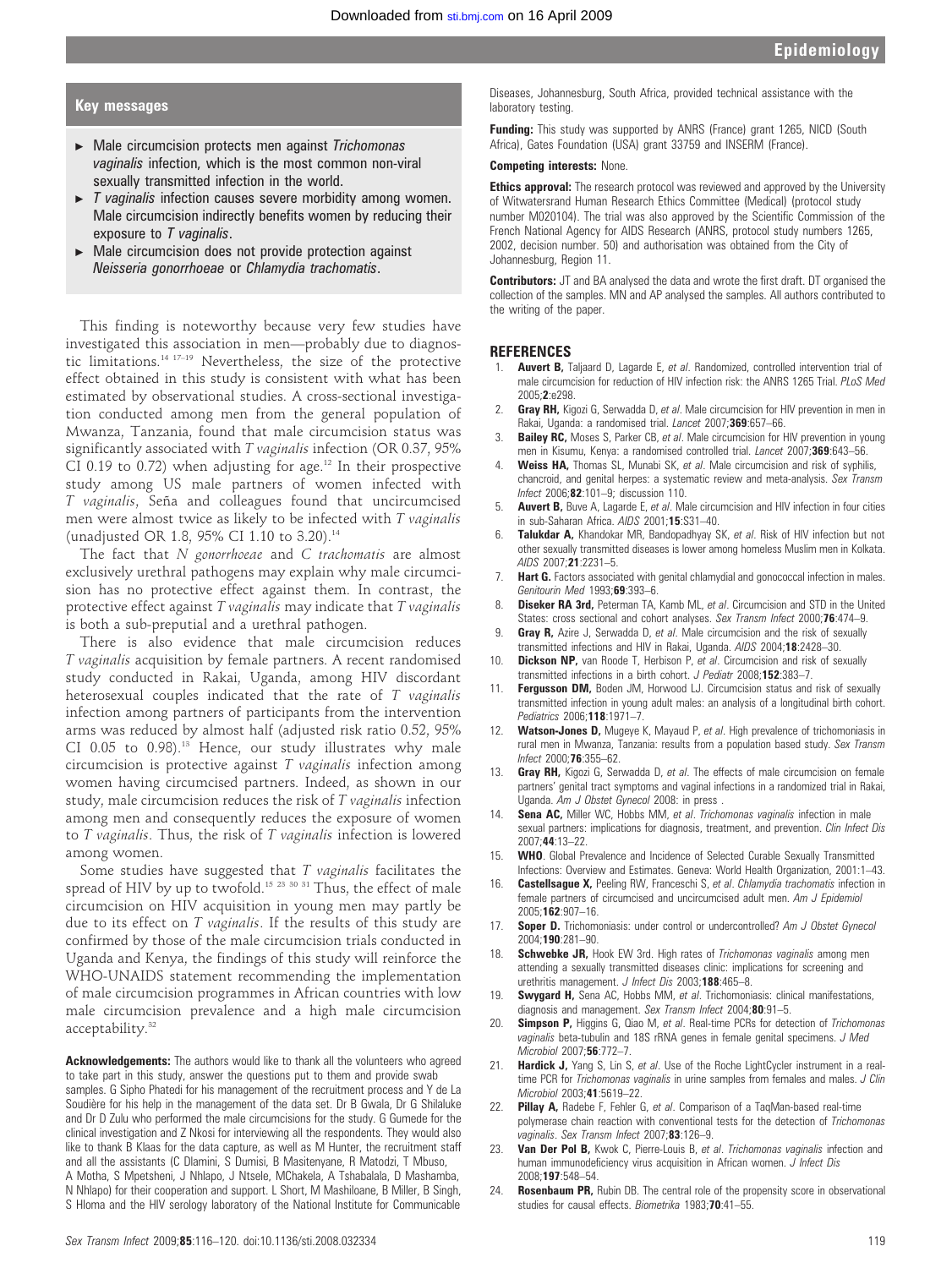## Key messages

- Male circumcision protects men against *Trichomonas vaginalis* infection, which is the most common non-viral sexually transmitted infection in the world.
- *T vaginalis* infection causes severe morbidity among women. Male circumcision indirectly benefits women by reducing their exposure to *T vaginalis*.
- Male circumcision does not provide protection against *Neisseria gonorrhoeae* or *Chlamydia trachomatis*.

This finding is noteworthy because very few studies have investigated this association in men—probably due to diagnostic limitations.[14 17–19] Nevertheless, the size of the protective effect obtained in this study is consistent with what has been estimated by observational studies. A cross-sectional investigation conducted among men from the general population of Mwanza, Tanzania, found that male circumcision status was significantly associated with *T vaginalis* infection (OR 0.37, 95% CI 0.19 to 0.72) when adjusting for age.[12] In their prospective study among US male partners of women infected with *T vaginalis*, Seña and colleagues found that uncircumcised men were almost twice as likely to be infected with *T vaginalis* (unadjusted OR 1.8, 95% CI 1.10 to 3.20).[14]

The fact that *N gonorrhoeae* and *C trachomatis* are almost exclusively urethral pathogens may explain why male circumcision has no protective effect against them. In contrast, the protective effect against *T vaginalis* may indicate that *T vaginalis* is both a sub-preputial and a urethral pathogen.

There is also evidence that male circumcision reduces *T vaginalis* acquisition by female partners. A recent randomised study conducted in Rakai, Uganda, among HIV discordant heterosexual couples indicated that the rate of *T vaginalis* infection among partners of participants from the intervention arms was reduced by almost half (adjusted risk ratio 0.52, 95% CI 0.05 to 0.98).[13] Hence, our study illustrates why male circumcision is protective against *T vaginalis* infection among women having circumcised partners. Indeed, as shown in our study, male circumcision reduces the risk of *T vaginalis* infection among men and consequently reduces the exposure of women to *T vaginalis*. Thus, the risk of *T vaginalis* infection is lowered among women.

Some studies have suggested that *T vaginalis* facilitates the spread of HIV by up to twofold.[15 23 30 31] Thus, the effect of male circumcision on HIV acquisition in young men may partly be due to its effect on *T vaginalis*. If the results of this study are confirmed by those of the male circumcision trials conducted in Uganda and Kenya, the findings of this study will reinforce the WHO-UNAIDS statement recommending the implementation of male circumcision programmes in African countries with low male circumcision prevalence and a high male circumcision acceptability.[32]

**Acknowledgements:** The authors would like to thank all the volunteers who agreed to take part in this study, answer the questions put to them and provide swab samples. G Sipho Phatedi for his management of the recruitment process and Y de La Soudière for his help in the management of the data set. Dr B Gwala, Dr G Shilaluke and Dr D Zulu who performed the male circumcisions for the study. G Gumede for the clinical investigation and Z Nkosi for interviewing all the respondents. They would also like to thank B Klaas for the data capture, as well as M Hunter, the recruitment staff and all the assistants (C Dlamini, S Dumisi, B Masitenyane, R Matodzi, T Mbuso, A Motha, S Mpetsheni, J Nhlapo, J Ntsele, MChakela, A Tshabalala, D Mashamba, N Nhlapo) for their cooperation and support. L Short, M Mashiloane, B Miller, B Singh, S Hloma and the HIV serology laboratory of the National Institute for Communicable Diseases, Johannesburg, South Africa, provided technical assistance with the laboratory testing.

**Funding:** This study was supported by ANRS (France) grant 1265, NICD (South Africa), Gates Foundation (USA) grant 33759 and INSERM (France).

**Competing interests:** None.

**Ethics approval:** The research protocol was reviewed and approved by the University of Witwatersrand Human Research Ethics Committee (Medical) (protocol study number M020104). The trial was also approved by the Scientific Commission of the French National Agency for AIDS Research (ANRS, protocol study numbers 1265, 2002, decision number. 50) and authorisation was obtained from the City of Johannesburg, Region 11.

**Contributors:** JT and BA analysed the data and wrote the first draft. DT organised the collection of the samples. MN and AP analysed the samples. All authors contributed to the writing of the paper.

## REFERENCES

1. **Auvert B,** Taljaard D, Lagarde E, *et al*. Randomized, controlled intervention trial of male circumcision for reduction of HIV infection risk: the ANRS 1265 Trial. *PLoS Med* 2005;**2**:e298.
2. **Gray RH,** Kigozi G, Serwadda D, *et al*. Male circumcision for HIV prevention in men in Rakai, Uganda: a randomised trial. *Lancet* 2007;**369**:657–66.
3. **Bailey RC,** Moses S, Parker CB, *et al*. Male circumcision for HIV prevention in young men in Kisumu, Kenya: a randomised controlled trial. *Lancet* 2007;**369**:643–56.
4. **Weiss HA,** Thomas SL, Munabi SK, *et al*. Male circumcision and risk of syphilis, chancroid, and genital herpes: a systematic review and meta-analysis. *Sex Transm Infect* 2006;**82**:101–9; discussion 110.
5. **Auvert B,** Buve A, Lagarde E, *et al*. Male circumcision and HIV infection in four cities in sub-Saharan Africa. *AIDS* 2001;**15**:S31–40.
6. **Talukdar A,** Khandokar MR, Bandopadhyay SK, *et al*. Risk of HIV infection but not other sexually transmitted diseases is lower among homeless Muslim men in Kolkata. *AIDS* 2007;**21**:2231–5.
7. **Hart G.** Factors associated with genital chlamydial and gonococcal infection in males. *Genitourin Med* 1993;**69**:393–6.
8. **Diseker RA 3rd,** Peterman TA, Kamb ML, *et al*. Circumcision and STD in the United States: cross sectional and cohort analyses. *Sex Transm Infect* 2000;**76**:474–9.
9. **Gray R,** Azire J, Serwadda D, *et al*. Male circumcision and the risk of sexually transmitted infections and HIV in Rakai, Uganda. *AIDS* 2004;**18**:2428–30.
10. **Dickson NP,** van Roode T, Herbison P, *et al*. Circumcision and risk of sexually transmitted infections in a birth cohort. *J Pediatr* 2008;**152**:383–7.
11. **Fergusson DM,** Boden JM, Horwood LJ. Circumcision status and risk of sexually transmitted infection in young adult males: an analysis of a longitudinal birth cohort. *Pediatrics* 2006;**118**:1971–7.
12. **Watson-Jones D,** Mugeye K, Mayaud P, *et al*. High prevalence of trichomoniasis in rural men in Mwanza, Tanzania: results from a population based study. *Sex Transm Infect* 2000;**76**:355–62.
13. **Gray RH,** Kigozi G, Serwadda D, *et al*. The effects of male circumcision on female partners' genital tract symptoms and vaginal infections in a randomized trial in Rakai, Uganda. *Am J Obstet Gynecol* 2008: in press .
14. **Sena AC,** Miller WC, Hobbs MM, *et al*. *Trichomonas vaginalis* infection in male sexual partners: implications for diagnosis, treatment, and prevention. *Clin Infect Dis* 2007;**44**:13–22.
15. **WHO**. Global Prevalence and Incidence of Selected Curable Sexually Transmitted Infections: Overview and Estimates. Geneva: World Health Organization, 2001:1–43.
16. **Castellsague X,** Peeling RW, Franceschi S, *et al*. *Chlamydia trachomatis* infection in female partners of circumcised and uncircumcised adult men. *Am J Epidemiol* 2005;**162**:907–16.
17. **Soper D.** Trichomoniasis: under control or undercontrolled? *Am J Obstet Gynecol* 2004;**190**:281–90.
18. **Schwebke JR,** Hook EW 3rd. High rates of *Trichomonas vaginalis* among men attending a sexually transmitted diseases clinic: implications for screening and urethritis management. *J Infect Dis* 2003;**188**:465–8.
19. **Swygard H,** Sena AC, Hobbs MM, *et al*. Trichomoniasis: clinical manifestations, diagnosis and management. *Sex Transm Infect* 2004;**80**:91–5.
20. **Simpson P,** Higgins G, Qiao M, *et al*. Real-time PCRs for detection of *Trichomonas vaginalis* beta-tubulin and 18S rRNA genes in female genital specimens. *J Med Microbiol* 2007;**56**:772–7.
21. **Hardick J,** Yang S, Lin S, *et al*. Use of the Roche LightCycler instrument in a real-time PCR for *Trichomonas vaginalis* in urine samples from females and males. *J Clin Microbiol* 2003;**41**:5619–22.
22. **Pillay A,** Radebe F, Fehler G, *et al*. Comparison of a TaqMan-based real-time polymerase chain reaction with conventional tests for the detection of *Trichomonas vaginalis*. *Sex Transm Infect* 2007;**83**:126–9.
23. **Van Der Pol B,** Kwok C, Pierre-Louis B, *et al*. *Trichomonas vaginalis* infection and human immunodeficiency virus acquisition in African women. *J Infect Dis* 2008;**197**:548–54.
24. **Rosenbaum PR,** Rubin DB. The central role of the propensity score in observational studies for causal effects. *Biometrika* 1983;**70**:41–55.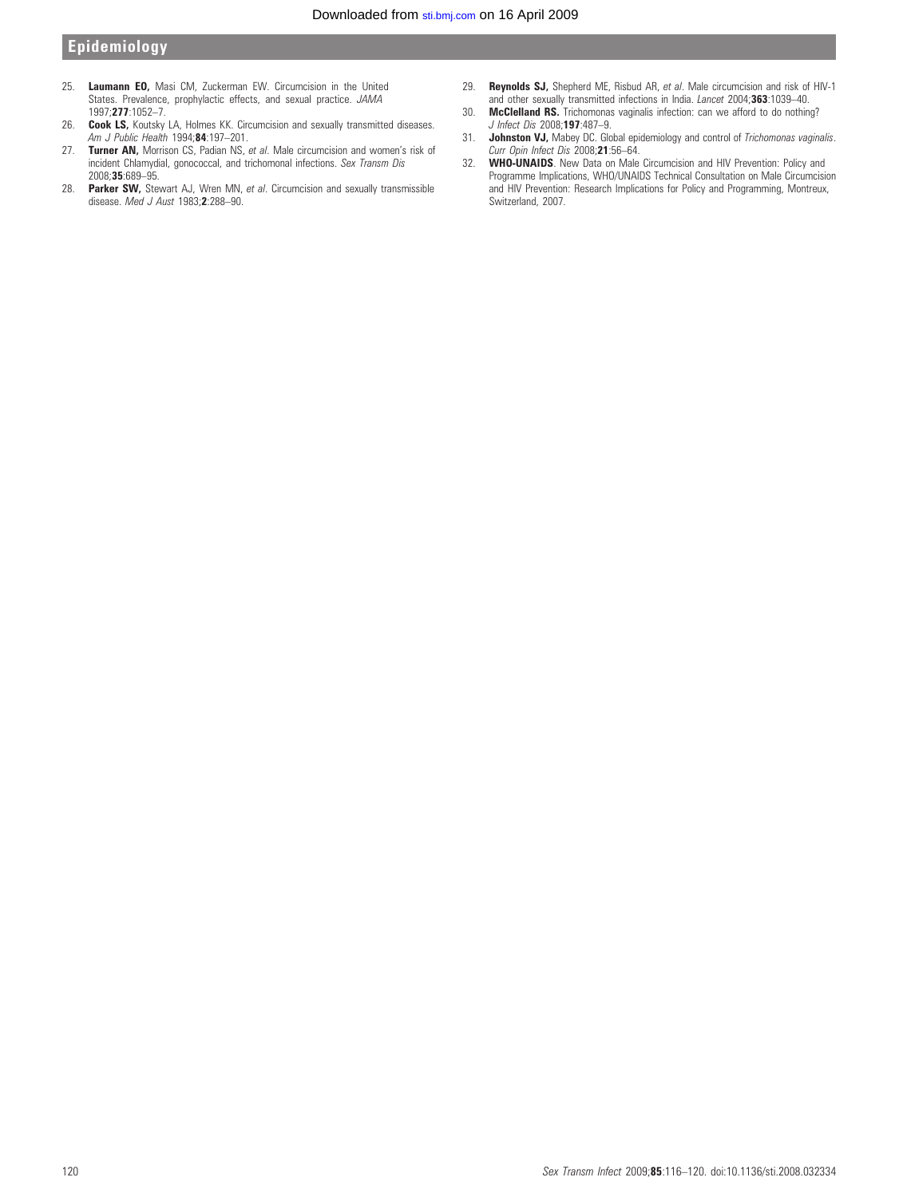25. **Laumann EO,** Masi CM, Zuckerman EW. Circumcision in the United States. Prevalence, prophylactic effects, and sexual practice. *JAMA* 1997;**277**:1052–7.
26. **Cook LS,** Koutsky LA, Holmes KK. Circumcision and sexually transmitted diseases. *Am J Public Health* 1994;**84**:197–201.
27. **Turner AN,** Morrison CS, Padian NS, *et al*. Male circumcision and women's risk of incident Chlamydial, gonococcal, and trichomonal infections. *Sex Transm Dis* 2008;**35**:689–95.
28. **Parker SW,** Stewart AJ, Wren MN, *et al*. Circumcision and sexually transmissible disease. *Med J Aust* 1983;**2**:288–90.
29. **Reynolds SJ,** Shepherd ME, Risbud AR, *et al*. Male circumcision and risk of HIV-1 and other sexually transmitted infections in India. *Lancet* 2004;**363**:1039–40.
30. **McClelland RS.** Trichomonas vaginalis infection: can we afford to do nothing? *J Infect Dis* 2008;**197**:487–9.
31. **Johnston VJ,** Mabey DC. Global epidemiology and control of *Trichomonas vaginalis*. *Curr Opin Infect Dis* 2008;**21**:56–64.
32. **WHO-UNAIDS**. New Data on Male Circumcision and HIV Prevention: Policy and Programme Implications, WHO/UNAIDS Technical Consultation on Male Circumcision and HIV Prevention: Research Implications for Policy and Programming, Montreux, Switzerland, 2007.